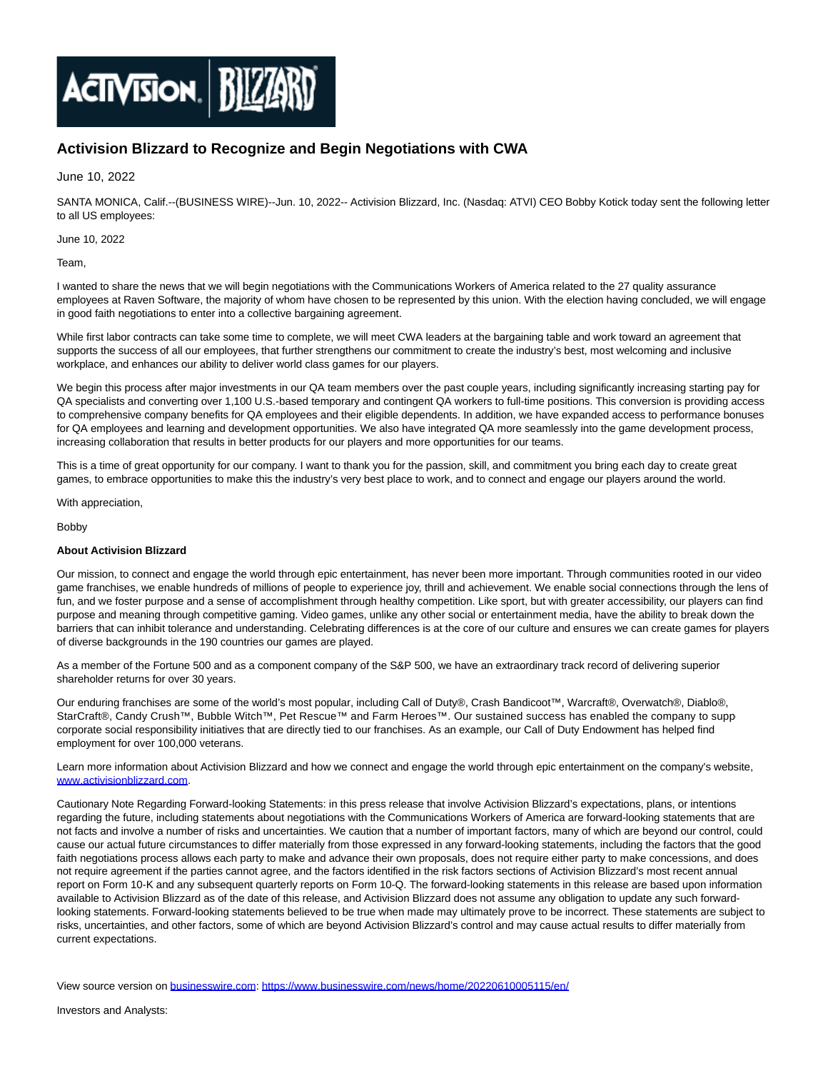# Activision Blizzard to Recognize and Begin Negotiations with CWA

June 10, 2022

SANTA MONICA, Calif.--(BUSINESS WIRE)--Jun. 10, 2022-- Activision Blizzard, Inc. (Nasdaq: ATVI) CEO Bobby Kotick today sent the following letter to all US employees:

June 10, 2022

Team,

I wanted to share the news that we will begin negotiations with the Communications Workers of America related to the 27 quality assurance employees at Raven Software, the majority of whom have chosen to be represented by this union. With the election having concluded, we will engage in good faith negotiations to enter into a collective bargaining agreement.

While first labor contracts can take some time to complete, we will meet CWA leaders at the bargaining table and work toward an agreement that supports the success of all our employees, that further strengthens our commitment to create the industry's best, most welcoming and inclusive workplace, and enhances our ability to deliver world class games for our players.

We begin this process after major investments in our QA team members over the past couple years, including significantly increasing starting pay for QA specialists and converting over 1,100 U.S.-based temporary and contingent QA workers to full-time positions. This conversion is providing access to comprehensive company benefits for QA employees and their eligible dependents. In addition, we have expanded access to performance bonuses for QA employees and learning and development opportunities. We also have integrated QA more seamlessly into the game development process, increasing collaboration that results in better products for our players and more opportunities for our teams.

This is a time of great opportunity for our company. I want to thank you for the passion, skill, and commitment you bring each day to create great games, to embrace opportunities to make this the industry's very best place to work, and to connect and engage our players around the world.

With appreciation,

Bobby

**About Activision Blizzard**

Our mission, to connect and engage the world through epic entertainment, has never been more important. Through communities rooted in our video game franchises, we enable hundreds of millions of people to experience joy, thrill and achievement. We enable social connections through the lens of fun, and we foster purpose and a sense of accomplishment through healthy competition. Like sport, but with greater accessibility, our players can find purpose and meaning through competitive gaming. Video games, unlike any other social or entertainment media, have the ability to break down the barriers that can inhibit tolerance and understanding. Celebrating differences is at the core of our culture and ensures we can create games for players of diverse backgrounds in the 190 countries our games are played.

As a member of the Fortune 500 and as a component company of the S&P 500, we have an extraordinary track record of delivering superior shareholder returns for over 30 years.

Our enduring franchises are some of the world's most popular, including Call of Duty®, Crash Bandicoot™, Warcraft®, Overwatch®, Diablo®, StarCraft®, Candy Crush™, Bubble Witch™, Pet Rescue™ and Farm Heroes™. Our sustained success has enabled the company to supp corporate social responsibility initiatives that are directly tied to our franchises. As an example, our Call of Duty Endowment has helped find employment for over 100,000 veterans.

Learn more information about Activision Blizzard and how we connect and engage the world through epic entertainment on the company's website, www.activisionblizzard.com.

Cautionary Note Regarding Forward-looking Statements: in this press release that involve Activision Blizzard's expectations, plans, or intentions regarding the future, including statements about negotiations with the Communications Workers of America are forward-looking statements that are not facts and involve a number of risks and uncertainties. We caution that a number of important factors, many of which are beyond our control, could cause our actual future circumstances to differ materially from those expressed in any forward-looking statements, including the factors that the good faith negotiations process allows each party to make and advance their own proposals, does not require either party to make concessions, and does not require agreement if the parties cannot agree, and the factors identified in the risk factors sections of Activision Blizzard's most recent annual report on Form 10-K and any subsequent quarterly reports on Form 10-Q. The forward-looking statements in this release are based upon information available to Activision Blizzard as of the date of this release, and Activision Blizzard does not assume any obligation to update any such forward-looking statements. Forward-looking statements believed to be true when made may ultimately prove to be incorrect. These statements are subject to risks, uncertainties, and other factors, some of which are beyond Activision Blizzard's control and may cause actual results to differ materially from current expectations.

View source version on businesswire.com: https://www.businesswire.com/news/home/20220610005115/en/

Investors and Analysts: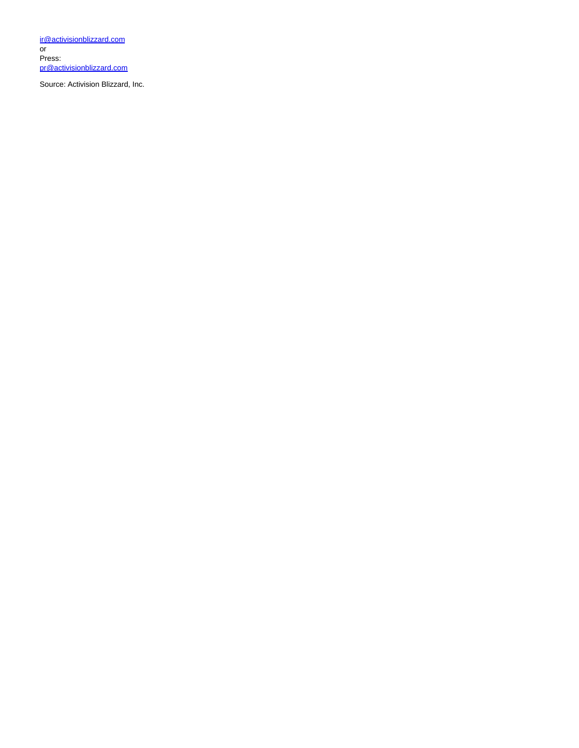[ir@activisionblizzard.com](mailto:ir@activisionblizzard.com)
or
Press:
[pr@activisionblizzard.com](mailto:pr@activisionblizzard.com)

Source: Activision Blizzard, Inc.